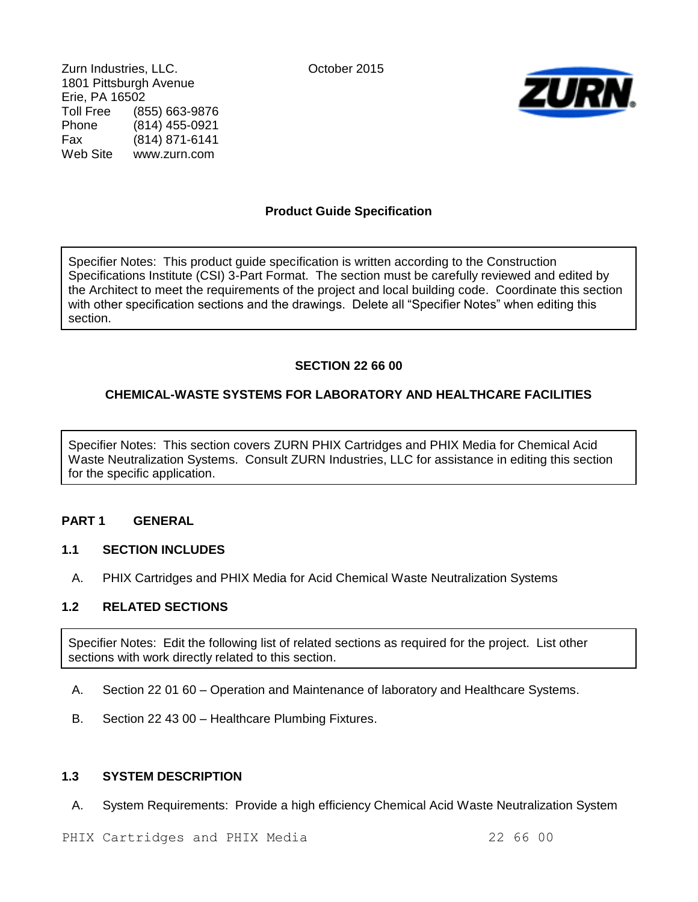Zurn Industries, LLC.
1801 Pittsburgh Avenue
Erie, PA 16502
Toll Free (855) 663-9876
Phone (814) 455-0921
Fax (814) 871-6141
Web Site www.zurn.com

October 2015

**Product Guide Specification**

> Specifier Notes: This product guide specification is written according to the Construction Specifications Institute (CSI) 3-Part Format. The section must be carefully reviewed and edited by the Architect to meet the requirements of the project and local building code. Coordinate this section with other specification sections and the drawings. Delete all "Specifier Notes" when editing this section.

**SECTION 22 66 00**

**CHEMICAL-WASTE SYSTEMS FOR LABORATORY AND HEALTHCARE FACILITIES**

> Specifier Notes: This section covers ZURN PHIX Cartridges and PHIX Media for Chemical Acid Waste Neutralization Systems. Consult ZURN Industries, LLC for assistance in editing this section for the specific application.

## PART 1 GENERAL

### 1.1 SECTION INCLUDES

A. PHIX Cartridges and PHIX Media for Acid Chemical Waste Neutralization Systems

### 1.2 RELATED SECTIONS

> Specifier Notes: Edit the following list of related sections as required for the project. List other sections with work directly related to this section.

A. Section 22 01 60 – Operation and Maintenance of laboratory and Healthcare Systems.

B. Section 22 43 00 – Healthcare Plumbing Fixtures.

### 1.3 SYSTEM DESCRIPTION

A. System Requirements: Provide a high efficiency Chemical Acid Waste Neutralization System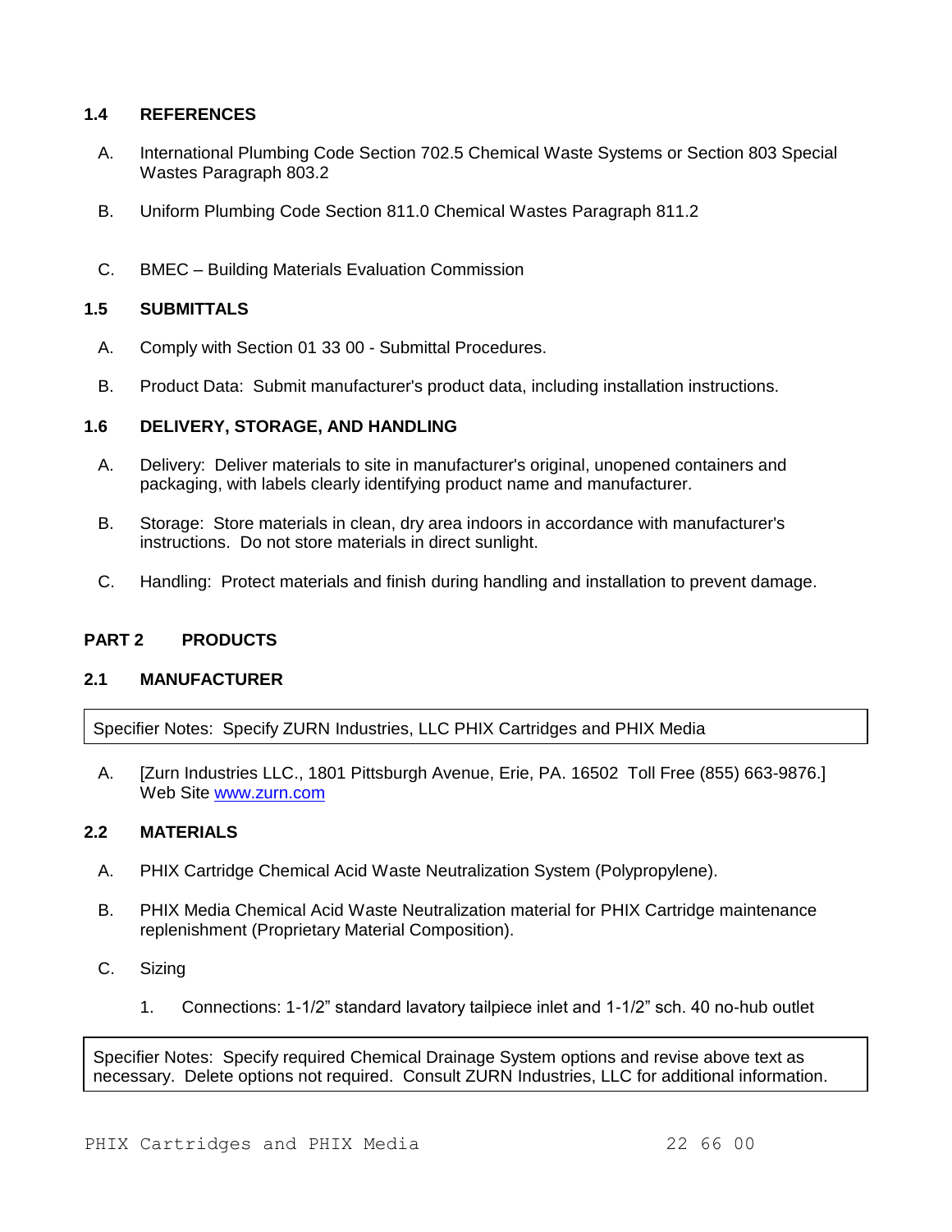### 1.4 REFERENCES

A. International Plumbing Code Section 702.5 Chemical Waste Systems or Section 803 Special Wastes Paragraph 803.2

B. Uniform Plumbing Code Section 811.0 Chemical Wastes Paragraph 811.2

C. BMEC – Building Materials Evaluation Commission

### 1.5 SUBMITTALS

A. Comply with Section 01 33 00 - Submittal Procedures.

B. Product Data: Submit manufacturer's product data, including installation instructions.

### 1.6 DELIVERY, STORAGE, AND HANDLING

A. Delivery: Deliver materials to site in manufacturer's original, unopened containers and packaging, with labels clearly identifying product name and manufacturer.

B. Storage: Store materials in clean, dry area indoors in accordance with manufacturer's instructions. Do not store materials in direct sunlight.

C. Handling: Protect materials and finish during handling and installation to prevent damage.

## PART 2 PRODUCTS

### 2.1 MANUFACTURER

> Specifier Notes: Specify ZURN Industries, LLC PHIX Cartridges and PHIX Media

A. [Zurn Industries LLC., 1801 Pittsburgh Avenue, Erie, PA. 16502 Toll Free (855) 663-9876.] Web Site www.zurn.com

### 2.2 MATERIALS

A. PHIX Cartridge Chemical Acid Waste Neutralization System (Polypropylene).

B. PHIX Media Chemical Acid Waste Neutralization material for PHIX Cartridge maintenance replenishment (Proprietary Material Composition).

C. Sizing

1. Connections: 1-1/2" standard lavatory tailpiece inlet and 1-1/2" sch. 40 no-hub outlet

> Specifier Notes: Specify required Chemical Drainage System options and revise above text as necessary. Delete options not required. Consult ZURN Industries, LLC for additional information.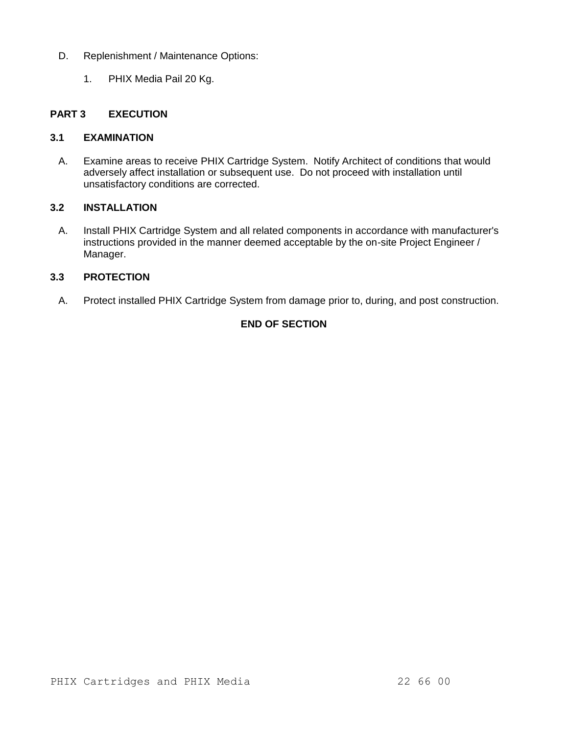D. Replenishment / Maintenance Options:

1. PHIX Media Pail 20 Kg.

## PART 3 EXECUTION

### 3.1 EXAMINATION

A. Examine areas to receive PHIX Cartridge System. Notify Architect of conditions that would adversely affect installation or subsequent use. Do not proceed with installation until unsatisfactory conditions are corrected.

### 3.2 INSTALLATION

A. Install PHIX Cartridge System and all related components in accordance with manufacturer's instructions provided in the manner deemed acceptable by the on-site Project Engineer / Manager.

### 3.3 PROTECTION

A. Protect installed PHIX Cartridge System from damage prior to, during, and post construction.

**END OF SECTION**